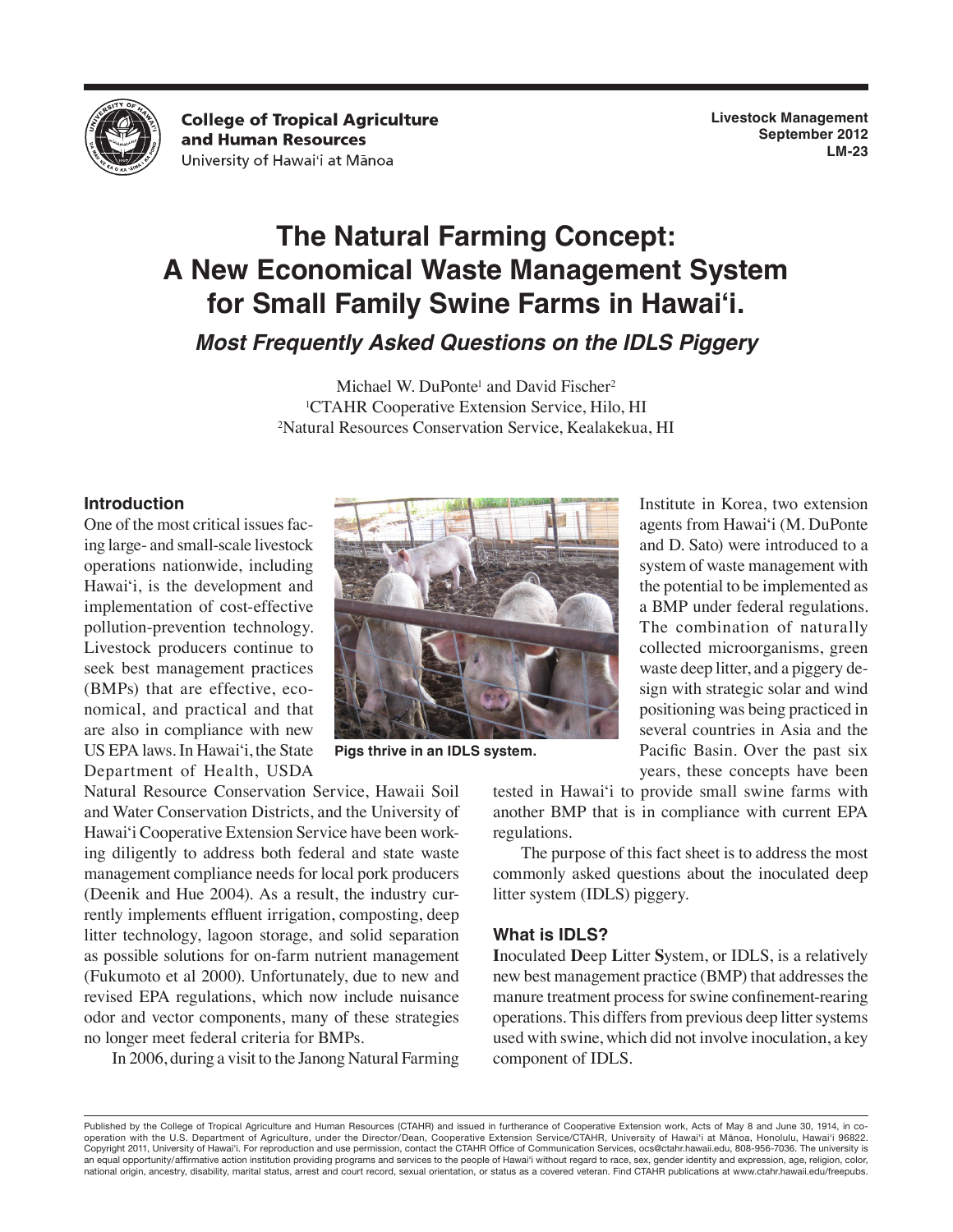College of Tropical Agriculture and Human Resources
University of Hawai'i at Mānoa

Livestock Management
September 2012
LM-23

# The Natural Farming Concept: A New Economical Waste Management System for Small Family Swine Farms in Hawai'i.

## *Most Frequently Asked Questions on the IDLS Piggery*

Michael W. DuPonte[1] and David Fischer[2]
[1]CTAHR Cooperative Extension Service, Hilo, HI
[2]Natural Resources Conservation Service, Kealakekua, HI

### Introduction

One of the most critical issues facing large- and small-scale livestock operations nationwide, including Hawai'i, is the development and implementation of cost-effective pollution-prevention technology. Livestock producers continue to seek best management practices (BMPs) that are effective, economical, and practical and that are also in compliance with new US EPA laws. In Hawai'i, the State Department of Health, USDA Natural Resource Conservation Service, Hawaii Soil and Water Conservation Districts, and the University of Hawai'i Cooperative Extension Service have been working diligently to address both federal and state waste management compliance needs for local pork producers (Deenik and Hue 2004). As a result, the industry currently implements effluent irrigation, composting, deep litter technology, lagoon storage, and solid separation as possible solutions for on-farm nutrient management (Fukumoto et al 2000). Unfortunately, due to new and revised EPA regulations, which now include nuisance odor and vector components, many of these strategies no longer meet federal criteria for BMPs.

**Pigs thrive in an IDLS system.**

In 2006, during a visit to the Janong Natural Farming Institute in Korea, two extension agents from Hawai'i (M. DuPonte and D. Sato) were introduced to a system of waste management with the potential to be implemented as a BMP under federal regulations. The combination of naturally collected microorganisms, green waste deep litter, and a piggery design with strategic solar and wind positioning was being practiced in several countries in Asia and the Pacific Basin. Over the past six years, these concepts have been tested in Hawai'i to provide small swine farms with another BMP that is in compliance with current EPA regulations.

The purpose of this fact sheet is to address the most commonly asked questions about the inoculated deep litter system (IDLS) piggery.

### What is IDLS?

**I**noculated **D**eep **L**itter **S**ystem, or IDLS, is a relatively new best management practice (BMP) that addresses the manure treatment process for swine confinement-rearing operations. This differs from previous deep litter systems used with swine, which did not involve inoculation, a key component of IDLS.

Published by the College of Tropical Agriculture and Human Resources (CTAHR) and issued in furtherance of Cooperative Extension work, Acts of May 8 and June 30, 1914, in cooperation with the U.S. Department of Agriculture, under the Director/Dean, Cooperative Extension Service/CTAHR, University of Hawai'i at Mānoa, Honolulu, Hawai'i 96822. Copyright 2011, University of Hawai'i. For reproduction and use permission, contact the CTAHR Office of Communication Services, ocs@ctahr.hawaii.edu, 808-956-7036. The university is an equal opportunity/affirmative action institution providing programs and services to the people of Hawai'i without regard to race, sex, gender identity and expression, age, religion, color, national origin, ancestry, disability, marital status, arrest and court record, sexual orientation, or status as a covered veteran. Find CTAHR publications at www.ctahr.hawaii.edu/freepubs.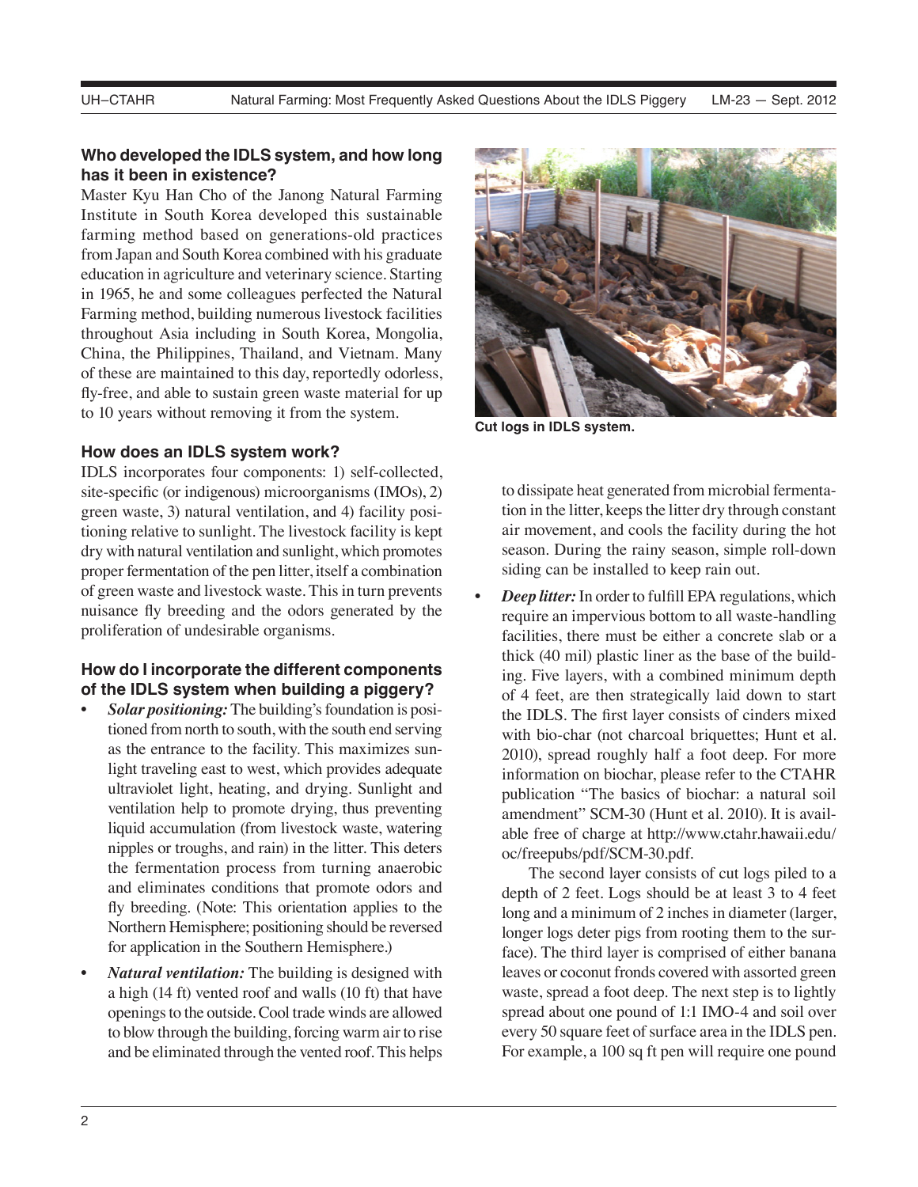## Who developed the IDLS system, and how long has it been in existence?

Master Kyu Han Cho of the Janong Natural Farming Institute in South Korea developed this sustainable farming method based on generations-old practices from Japan and South Korea combined with his graduate education in agriculture and veterinary science. Starting in 1965, he and some colleagues perfected the Natural Farming method, building numerous livestock facilities throughout Asia including in South Korea, Mongolia, China, the Philippines, Thailand, and Vietnam. Many of these are maintained to this day, reportedly odorless, fly-free, and able to sustain green waste material for up to 10 years without removing it from the system.

## How does an IDLS system work?

IDLS incorporates four components: 1) self-collected, site-specific (or indigenous) microorganisms (IMOs), 2) green waste, 3) natural ventilation, and 4) facility positioning relative to sunlight. The livestock facility is kept dry with natural ventilation and sunlight, which promotes proper fermentation of the pen litter, itself a combination of green waste and livestock waste. This in turn prevents nuisance fly breeding and the odors generated by the proliferation of undesirable organisms.

## How do I incorporate the different components of the IDLS system when building a piggery?

- ***Solar positioning:*** The building's foundation is positioned from north to south, with the south end serving as the entrance to the facility. This maximizes sunlight traveling east to west, which provides adequate ultraviolet light, heating, and drying. Sunlight and ventilation help to promote drying, thus preventing liquid accumulation (from livestock waste, watering nipples or troughs, and rain) in the litter. This deters the fermentation process from turning anaerobic and eliminates conditions that promote odors and fly breeding. (Note: This orientation applies to the Northern Hemisphere; positioning should be reversed for application in the Southern Hemisphere.)
- ***Natural ventilation:*** The building is designed with a high (14 ft) vented roof and walls (10 ft) that have openings to the outside. Cool trade winds are allowed to blow through the building, forcing warm air to rise and be eliminated through the vented roof. This helps to dissipate heat generated from microbial fermentation in the litter, keeps the litter dry through constant air movement, and cools the facility during the hot season. During the rainy season, simple roll-down siding can be installed to keep rain out.

Cut logs in IDLS system.

- ***Deep litter:*** In order to fulfill EPA regulations, which require an impervious bottom to all waste-handling facilities, there must be either a concrete slab or a thick (40 mil) plastic liner as the base of the building. Five layers, with a combined minimum depth of 4 feet, are then strategically laid down to start the IDLS. The first layer consists of cinders mixed with bio-char (not charcoal briquettes; Hunt et al. 2010), spread roughly half a foot deep. For more information on biochar, please refer to the CTAHR publication "The basics of biochar: a natural soil amendment" SCM-30 (Hunt et al. 2010). It is available free of charge at http://www.ctahr.hawaii.edu/oc/freepubs/pdf/SCM-30.pdf.

  The second layer consists of cut logs piled to a depth of 2 feet. Logs should be at least 3 to 4 feet long and a minimum of 2 inches in diameter (larger, longer logs deter pigs from rooting them to the surface). The third layer is comprised of either banana leaves or coconut fronds covered with assorted green waste, spread a foot deep. The next step is to lightly spread about one pound of 1:1 IMO-4 and soil over every 50 square feet of surface area in the IDLS pen. For example, a 100 sq ft pen will require one pound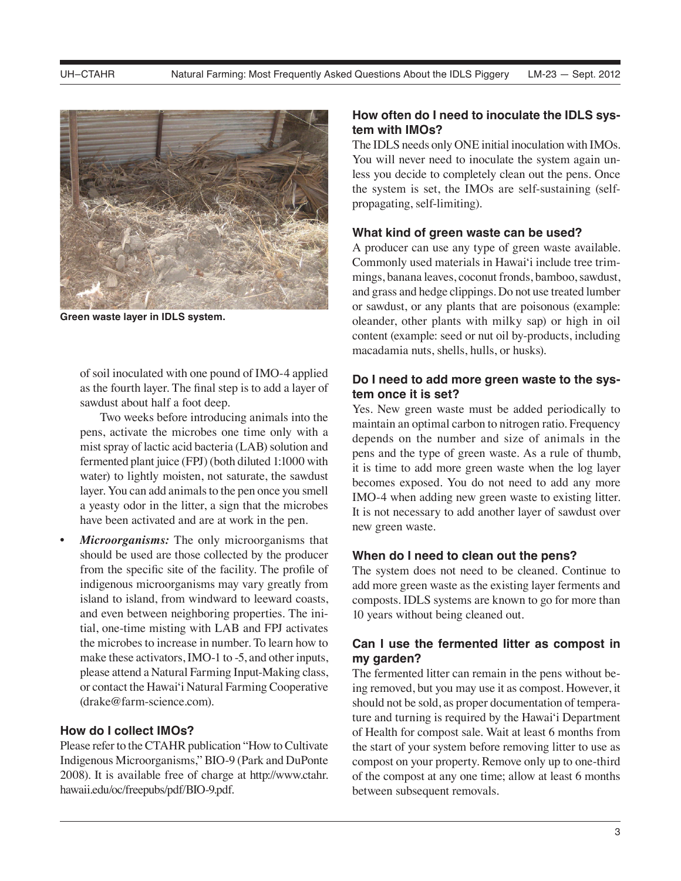Green waste layer in IDLS system.

of soil inoculated with one pound of IMO-4 applied as the fourth layer. The final step is to add a layer of sawdust about half a foot deep.

Two weeks before introducing animals into the pens, activate the microbes one time only with a mist spray of lactic acid bacteria (LAB) solution and fermented plant juice (FPJ) (both diluted 1:1000 with water) to lightly moisten, not saturate, the sawdust layer. You can add animals to the pen once you smell a yeasty odor in the litter, a sign that the microbes have been activated and are at work in the pen.

- ***Microorganisms:*** The only microorganisms that should be used are those collected by the producer from the specific site of the facility. The profile of indigenous microorganisms may vary greatly from island to island, from windward to leeward coasts, and even between neighboring properties. The initial, one-time misting with LAB and FPJ activates the microbes to increase in number. To learn how to make these activators, IMO-1 to -5, and other inputs, please attend a Natural Farming Input-Making class, or contact the Hawai'i Natural Farming Cooperative (drake@farm-science.com).

### How do I collect IMOs?

Please refer to the CTAHR publication "How to Cultivate Indigenous Microorganisms," BIO-9 (Park and DuPonte 2008). It is available free of charge at http://www.ctahr.hawaii.edu/oc/freepubs/pdf/BIO-9.pdf.

### How often do I need to inoculate the IDLS system with IMOs?

The IDLS needs only ONE initial inoculation with IMOs. You will never need to inoculate the system again unless you decide to completely clean out the pens. Once the system is set, the IMOs are self-sustaining (self-propagating, self-limiting).

### What kind of green waste can be used?

A producer can use any type of green waste available. Commonly used materials in Hawai'i include tree trimmings, banana leaves, coconut fronds, bamboo, sawdust, and grass and hedge clippings. Do not use treated lumber or sawdust, or any plants that are poisonous (example: oleander, other plants with milky sap) or high in oil content (example: seed or nut oil by-products, including macadamia nuts, shells, hulls, or husks).

### Do I need to add more green waste to the system once it is set?

Yes. New green waste must be added periodically to maintain an optimal carbon to nitrogen ratio. Frequency depends on the number and size of animals in the pens and the type of green waste. As a rule of thumb, it is time to add more green waste when the log layer becomes exposed. You do not need to add any more IMO-4 when adding new green waste to existing litter. It is not necessary to add another layer of sawdust over new green waste.

### When do I need to clean out the pens?

The system does not need to be cleaned. Continue to add more green waste as the existing layer ferments and composts. IDLS systems are known to go for more than 10 years without being cleaned out.

### Can I use the fermented litter as compost in my garden?

The fermented litter can remain in the pens without being removed, but you may use it as compost. However, it should not be sold, as proper documentation of temperature and turning is required by the Hawai'i Department of Health for compost sale. Wait at least 6 months from the start of your system before removing litter to use as compost on your property. Remove only up to one-third of the compost at any one time; allow at least 6 months between subsequent removals.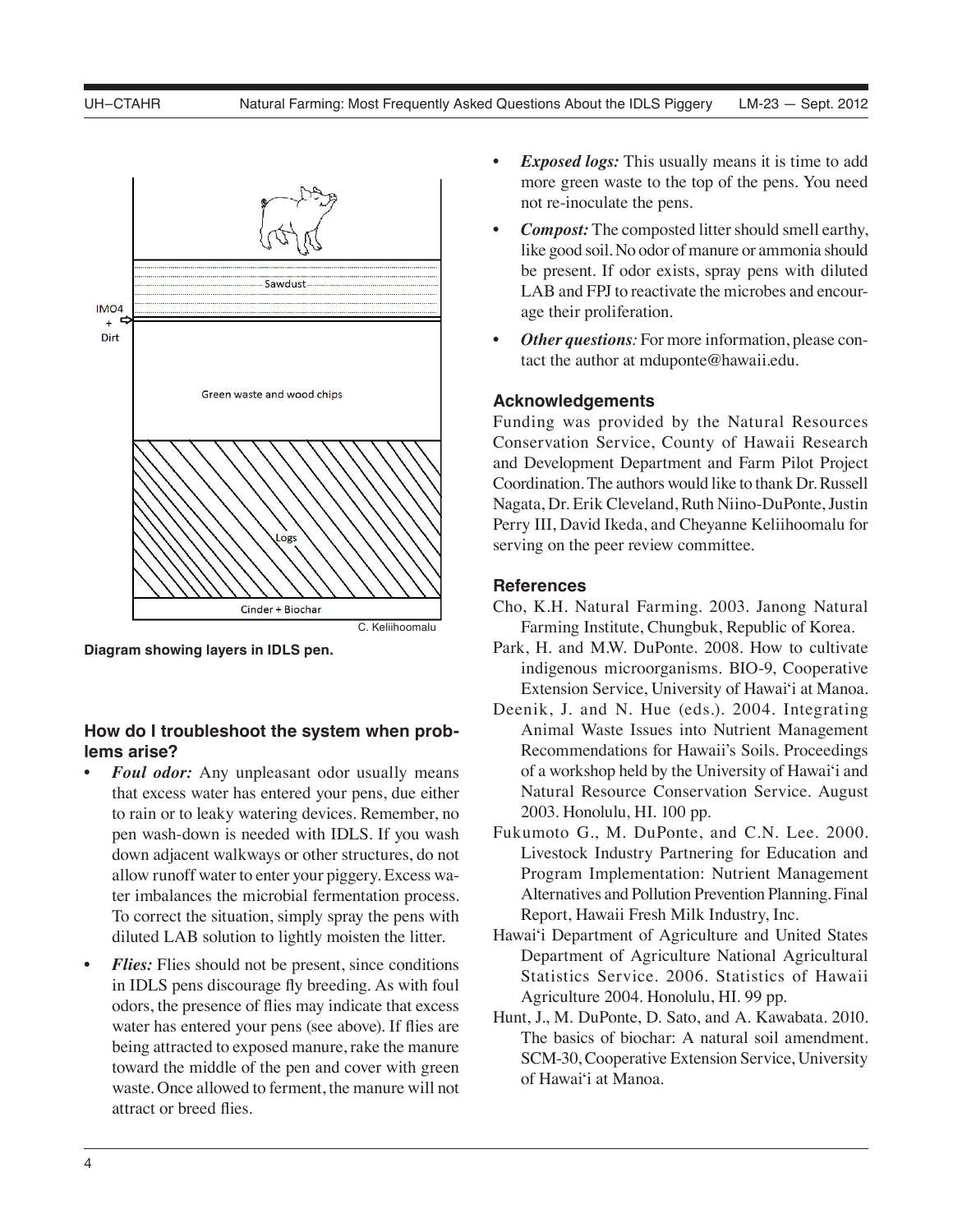Sawdust

IMO4
+
Dirt

Green waste and wood chips

Logs

Cinder + Biochar

C. Keliihoomalu

**Diagram showing layers in IDLS pen.**

### How do I troubleshoot the system when problems arise?

- ***Foul odor:*** Any unpleasant odor usually means that excess water has entered your pens, due either to rain or to leaky watering devices. Remember, no pen wash-down is needed with IDLS. If you wash down adjacent walkways or other structures, do not allow runoff water to enter your piggery. Excess water imbalances the microbial fermentation process. To correct the situation, simply spray the pens with diluted LAB solution to lightly moisten the litter.
- ***Flies:*** Flies should not be present, since conditions in IDLS pens discourage fly breeding. As with foul odors, the presence of flies may indicate that excess water has entered your pens (see above). If flies are being attracted to exposed manure, rake the manure toward the middle of the pen and cover with green waste. Once allowed to ferment, the manure will not attract or breed flies.
- ***Exposed logs:*** This usually means it is time to add more green waste to the top of the pens. You need not re-inoculate the pens.
- ***Compost:*** The composted litter should smell earthy, like good soil. No odor of manure or ammonia should be present. If odor exists, spray pens with diluted LAB and FPJ to reactivate the microbes and encourage their proliferation.
- ***Other questions:*** For more information, please contact the author at mduponte@hawaii.edu.

### Acknowledgements

Funding was provided by the Natural Resources Conservation Service, County of Hawaii Research and Development Department and Farm Pilot Project Coordination. The authors would like to thank Dr. Russell Nagata, Dr. Erik Cleveland, Ruth Niino-DuPonte, Justin Perry III, David Ikeda, and Cheyanne Keliihoomalu for serving on the peer review committee.

### References

Cho, K.H. Natural Farming. 2003. Janong Natural Farming Institute, Chungbuk, Republic of Korea.

Park, H. and M.W. DuPonte. 2008. How to cultivate indigenous microorganisms. BIO-9, Cooperative Extension Service, University of Hawai‘i at Manoa.

Deenik, J. and N. Hue (eds.). 2004. Integrating Animal Waste Issues into Nutrient Management Recommendations for Hawaii’s Soils. Proceedings of a workshop held by the University of Hawai‘i and Natural Resource Conservation Service. August 2003. Honolulu, HI. 100 pp.

Fukumoto G., M. DuPonte, and C.N. Lee. 2000. Livestock Industry Partnering for Education and Program Implementation: Nutrient Management Alternatives and Pollution Prevention Planning. Final Report, Hawaii Fresh Milk Industry, Inc.

Hawai‘i Department of Agriculture and United States Department of Agriculture National Agricultural Statistics Service. 2006. Statistics of Hawaii Agriculture 2004. Honolulu, HI. 99 pp.

Hunt, J., M. DuPonte, D. Sato, and A. Kawabata. 2010. The basics of biochar: A natural soil amendment. SCM-30, Cooperative Extension Service, University of Hawai‘i at Manoa.